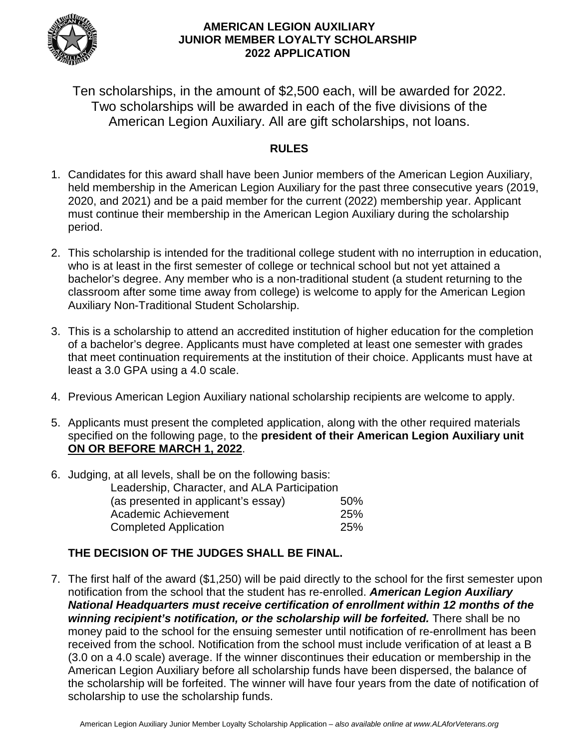# AMERICAN LEGION AUXILIARY
# JUNIOR MEMBER LOYALTY SCHOLARSHIP
# 2022 APPLICATION

Ten scholarships, in the amount of $2,500 each, will be awarded for 2022. Two scholarships will be awarded in each of the five divisions of the American Legion Auxiliary. All are gift scholarships, not loans.

## RULES

1. Candidates for this award shall have been Junior members of the American Legion Auxiliary, held membership in the American Legion Auxiliary for the past three consecutive years (2019, 2020, and 2021) and be a paid member for the current (2022) membership year. Applicant must continue their membership in the American Legion Auxiliary during the scholarship period.

2. This scholarship is intended for the traditional college student with no interruption in education, who is at least in the first semester of college or technical school but not yet attained a bachelor's degree. Any member who is a non-traditional student (a student returning to the classroom after some time away from college) is welcome to apply for the American Legion Auxiliary Non-Traditional Student Scholarship.

3. This is a scholarship to attend an accredited institution of higher education for the completion of a bachelor's degree. Applicants must have completed at least one semester with grades that meet continuation requirements at the institution of their choice. Applicants must have at least a 3.0 GPA using a 4.0 scale.

4. Previous American Legion Auxiliary national scholarship recipients are welcome to apply.

5. Applicants must present the completed application, along with the other required materials specified on the following page, to the **president of their American Legion Auxiliary unit <u>ON OR BEFORE MARCH 1, 2022</u>**.

6. Judging, at all levels, shall be on the following basis:

| | |
|---|---|
| Leadership, Character, and ALA Participation (as presented in applicant's essay) | 50% |
| Academic Achievement | 25% |
| Completed Application | 25% |

**THE DECISION OF THE JUDGES SHALL BE FINAL.**

7. The first half of the award ($1,250) will be paid directly to the school for the first semester upon notification from the school that the student has re-enrolled. ***American Legion Auxiliary National Headquarters must receive certification of enrollment within 12 months of the winning recipient's notification, or the scholarship will be forfeited.*** There shall be no money paid to the school for the ensuing semester until notification of re-enrollment has been received from the school. Notification from the school must include verification of at least a B (3.0 on a 4.0 scale) average. If the winner discontinues their education or membership in the American Legion Auxiliary before all scholarship funds have been dispersed, the balance of the scholarship will be forfeited. The winner will have four years from the date of notification of scholarship to use the scholarship funds.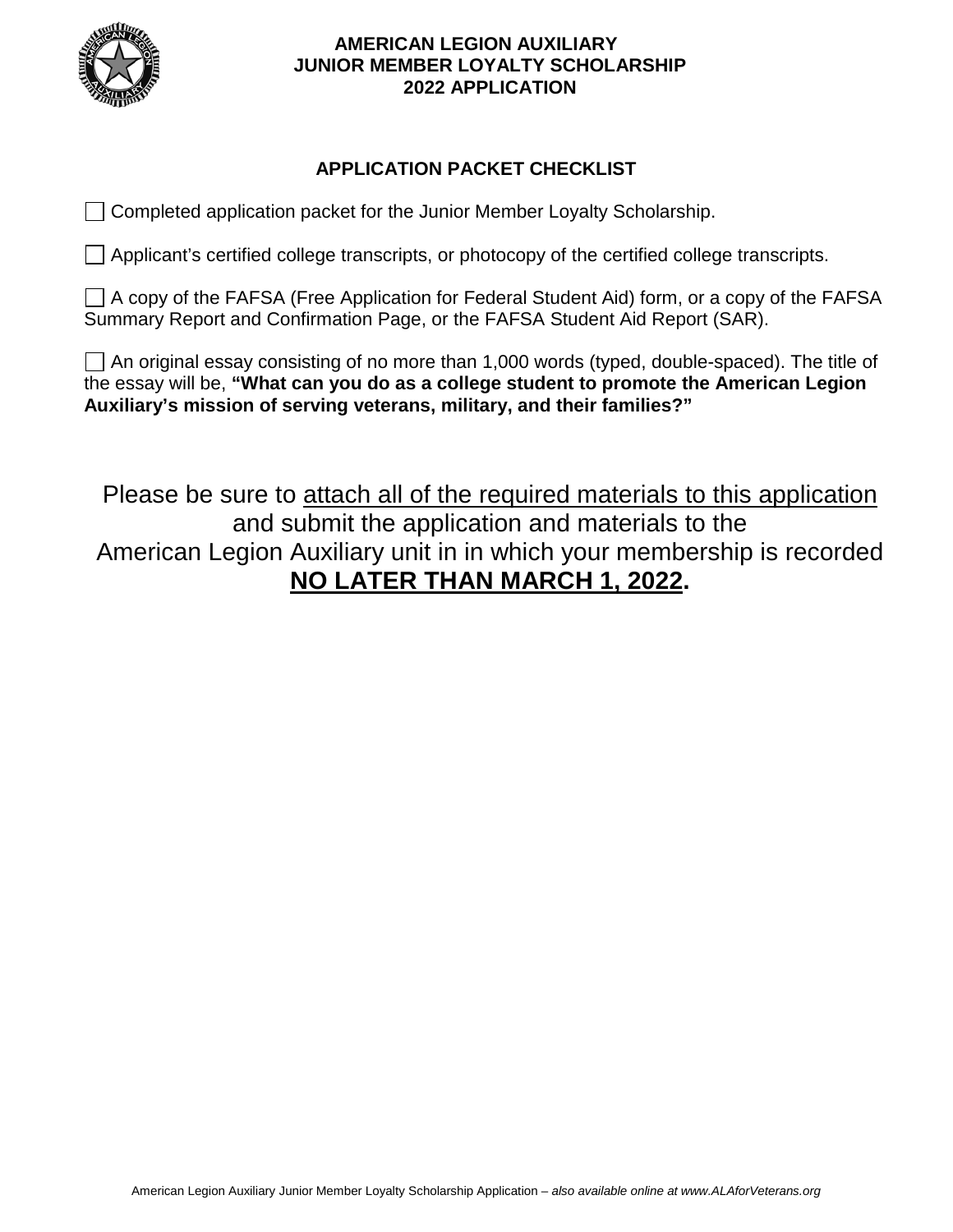**AMERICAN LEGION AUXILIARY**
**JUNIOR MEMBER LOYALTY SCHOLARSHIP**
**2022 APPLICATION**

## APPLICATION PACKET CHECKLIST

☐ Completed application packet for the Junior Member Loyalty Scholarship.

☐ Applicant's certified college transcripts, or photocopy of the certified college transcripts.

☐ A copy of the FAFSA (Free Application for Federal Student Aid) form, or a copy of the FAFSA Summary Report and Confirmation Page, or the FAFSA Student Aid Report (SAR).

☐ An original essay consisting of no more than 1,000 words (typed, double-spaced). The title of the essay will be, **"What can you do as a college student to promote the American Legion Auxiliary's mission of serving veterans, military, and their families?"**

Please be sure to attach all of the required materials to this application and submit the application and materials to the American Legion Auxiliary unit in in which your membership is recorded **NO LATER THAN MARCH 1, 2022.**

American Legion Auxiliary Junior Member Loyalty Scholarship Application – *also available online at www.ALAforVeterans.org*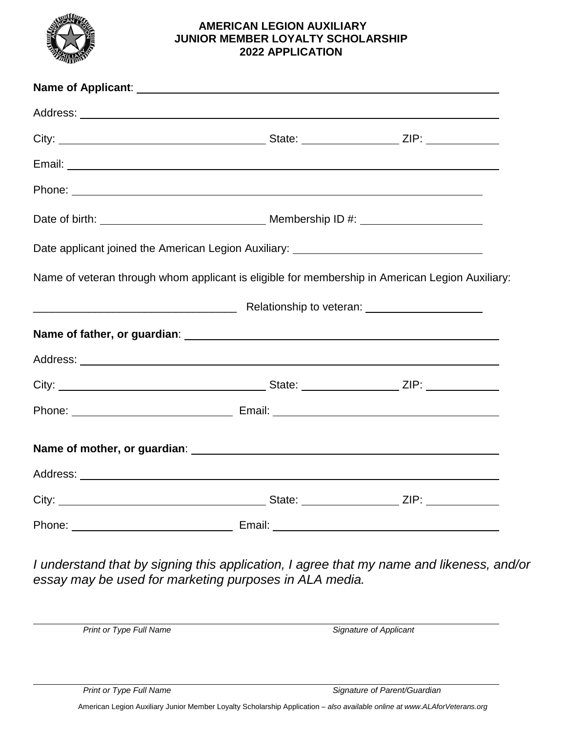**AMERICAN LEGION AUXILIARY**
**JUNIOR MEMBER LOYALTY SCHOLARSHIP**
**2022 APPLICATION**

**Name of Applicant**: ______________________________________________

Address: ______________________________________________

City: ______________________ State: ______________ ZIP: __________

Email: ______________________________________________

Phone: ______________________________________________

Date of birth: ______________________ Membership ID #: ______________

Date applicant joined the American Legion Auxiliary: ______________________

Name of veteran through whom applicant is eligible for membership in American Legion Auxiliary:

______________________________ Relationship to veteran: ______________

**Name of father, or guardian**: ______________________________________________

Address: ______________________________________________

City: ______________________ State: ______________ ZIP: __________

Phone: ______________________ Email: ______________________

**Name of mother, or guardian**: ______________________________________________

Address: ______________________________________________

City: ______________________ State: ______________ ZIP: __________

Phone: ______________________ Email: ______________________

*I understand that by signing this application, I agree that my name and likeness, and/or essay may be used for marketing purposes in ALA media.*

______________________________________________

*Print or Type Full Name* *Signature of Applicant*

______________________________________________

*Print or Type Full Name* *Signature of Parent/Guardian*

American Legion Auxiliary Junior Member Loyalty Scholarship Application – *also available online at www.ALAforVeterans.org*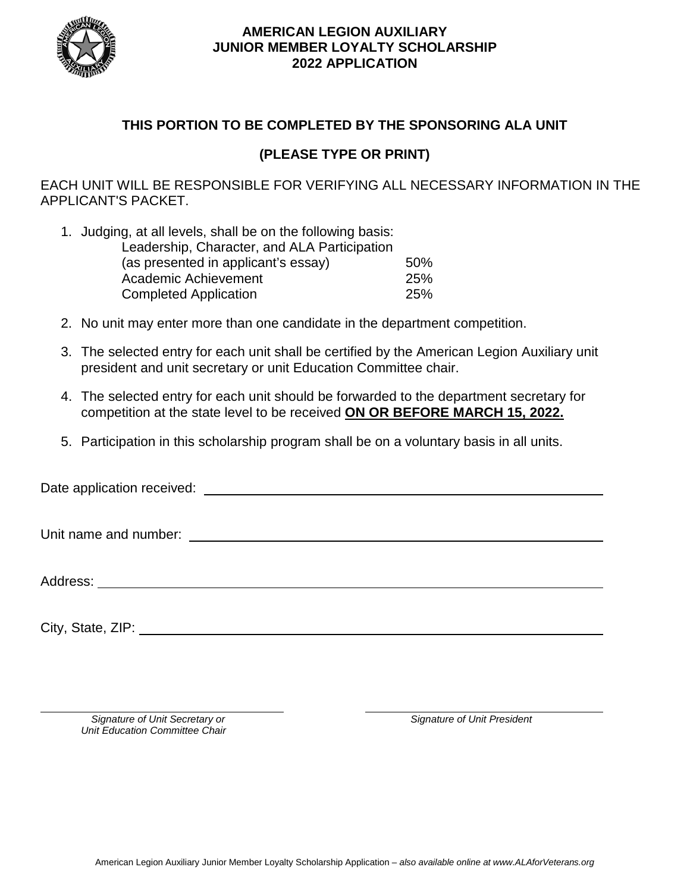# AMERICAN LEGION AUXILIARY
# JUNIOR MEMBER LOYALTY SCHOLARSHIP
# 2022 APPLICATION

## THIS PORTION TO BE COMPLETED BY THE SPONSORING ALA UNIT

## (PLEASE TYPE OR PRINT)

EACH UNIT WILL BE RESPONSIBLE FOR VERIFYING ALL NECESSARY INFORMATION IN THE APPLICANT'S PACKET.

1. Judging, at all levels, shall be on the following basis:

| | |
|---|---|
| Leadership, Character, and ALA Participation (as presented in applicant's essay) | 50% |
| Academic Achievement | 25% |
| Completed Application | 25% |

2. No unit may enter more than one candidate in the department competition.
3. The selected entry for each unit shall be certified by the American Legion Auxiliary unit president and unit secretary or unit Education Committee chair.
4. The selected entry for each unit should be forwarded to the department secretary for competition at the state level to be received **ON OR BEFORE MARCH 15, 2022.**
5. Participation in this scholarship program shall be on a voluntary basis in all units.

Date application received: ______________________________

Unit name and number: ______________________________

Address: ______________________________

City, State, ZIP: ______________________________

______________________________
*Signature of Unit Secretary or Unit Education Committee Chair*

______________________________
*Signature of Unit President*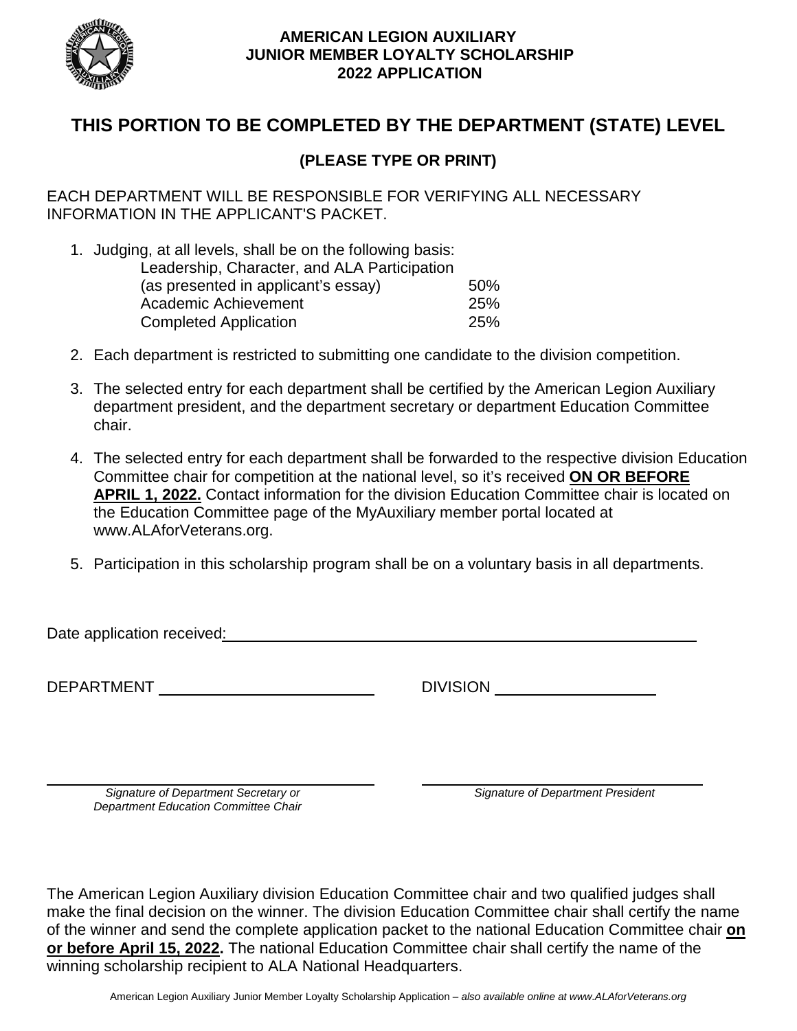**AMERICAN LEGION AUXILIARY**
**JUNIOR MEMBER LOYALTY SCHOLARSHIP**
**2022 APPLICATION**

## THIS PORTION TO BE COMPLETED BY THE DEPARTMENT (STATE) LEVEL

### (PLEASE TYPE OR PRINT)

EACH DEPARTMENT WILL BE RESPONSIBLE FOR VERIFYING ALL NECESSARY INFORMATION IN THE APPLICANT'S PACKET.

1. Judging, at all levels, shall be on the following basis:

| | |
|---|---|
| Leadership, Character, and ALA Participation (as presented in applicant's essay) | 50% |
| Academic Achievement | 25% |
| Completed Application | 25% |

2. Each department is restricted to submitting one candidate to the division competition.
3. The selected entry for each department shall be certified by the American Legion Auxiliary department president, and the department secretary or department Education Committee chair.
4. The selected entry for each department shall be forwarded to the respective division Education Committee chair for competition at the national level, so it's received **ON OR BEFORE APRIL 1, 2022.** Contact information for the division Education Committee chair is located on the Education Committee page of the MyAuxiliary member portal located at www.ALAforVeterans.org.
5. Participation in this scholarship program shall be on a voluntary basis in all departments.

Date application received: ______________________________

DEPARTMENT ____________________ DIVISION ____________________

______________________________ ______________________________

*Signature of Department Secretary or Department Education Committee Chair* *Signature of Department President*

The American Legion Auxiliary division Education Committee chair and two qualified judges shall make the final decision on the winner. The division Education Committee chair shall certify the name of the winner and send the complete application packet to the national Education Committee chair **on or before April 15, 2022.** The national Education Committee chair shall certify the name of the winning scholarship recipient to ALA National Headquarters.